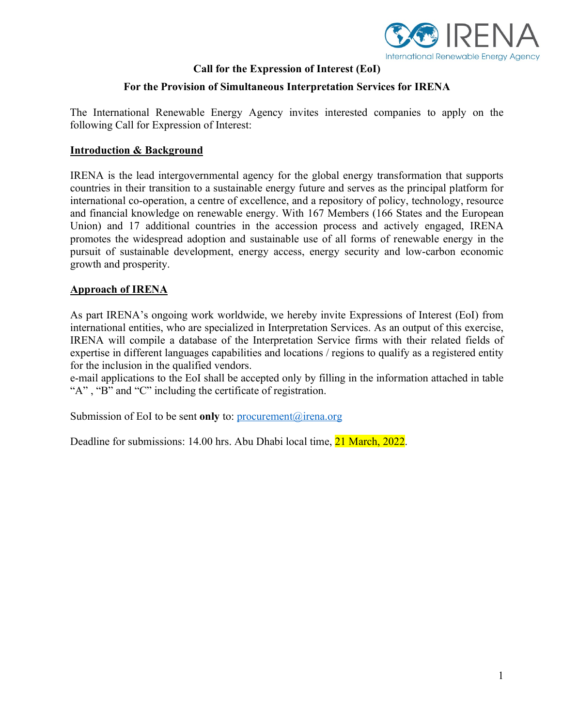**Call for the Expression of Interest (EoI)**

**For the Provision of Simultaneous Interpretation Services for IRENA**

The International Renewable Energy Agency invites interested companies to apply on the following Call for Expression of Interest:

## Introduction & Background

IRENA is the lead intergovernmental agency for the global energy transformation that supports countries in their transition to a sustainable energy future and serves as the principal platform for international co-operation, a centre of excellence, and a repository of policy, technology, resource and financial knowledge on renewable energy. With 167 Members (166 States and the European Union) and 17 additional countries in the accession process and actively engaged, IRENA promotes the widespread adoption and sustainable use of all forms of renewable energy in the pursuit of sustainable development, energy access, energy security and low-carbon economic growth and prosperity.

## Approach of IRENA

As part IRENA's ongoing work worldwide, we hereby invite Expressions of Interest (EoI) from international entities, who are specialized in Interpretation Services. As an output of this exercise, IRENA will compile a database of the Interpretation Service firms with their related fields of expertise in different languages capabilities and locations / regions to qualify as a registered entity for the inclusion in the qualified vendors.
e-mail applications to the EoI shall be accepted only by filling in the information attached in table "A" , "B" and "C" including the certificate of registration.

Submission of EoI to be sent **only** to: procurement@irena.org

Deadline for submissions: 14.00 hrs. Abu Dhabi local time, 21 March, 2022.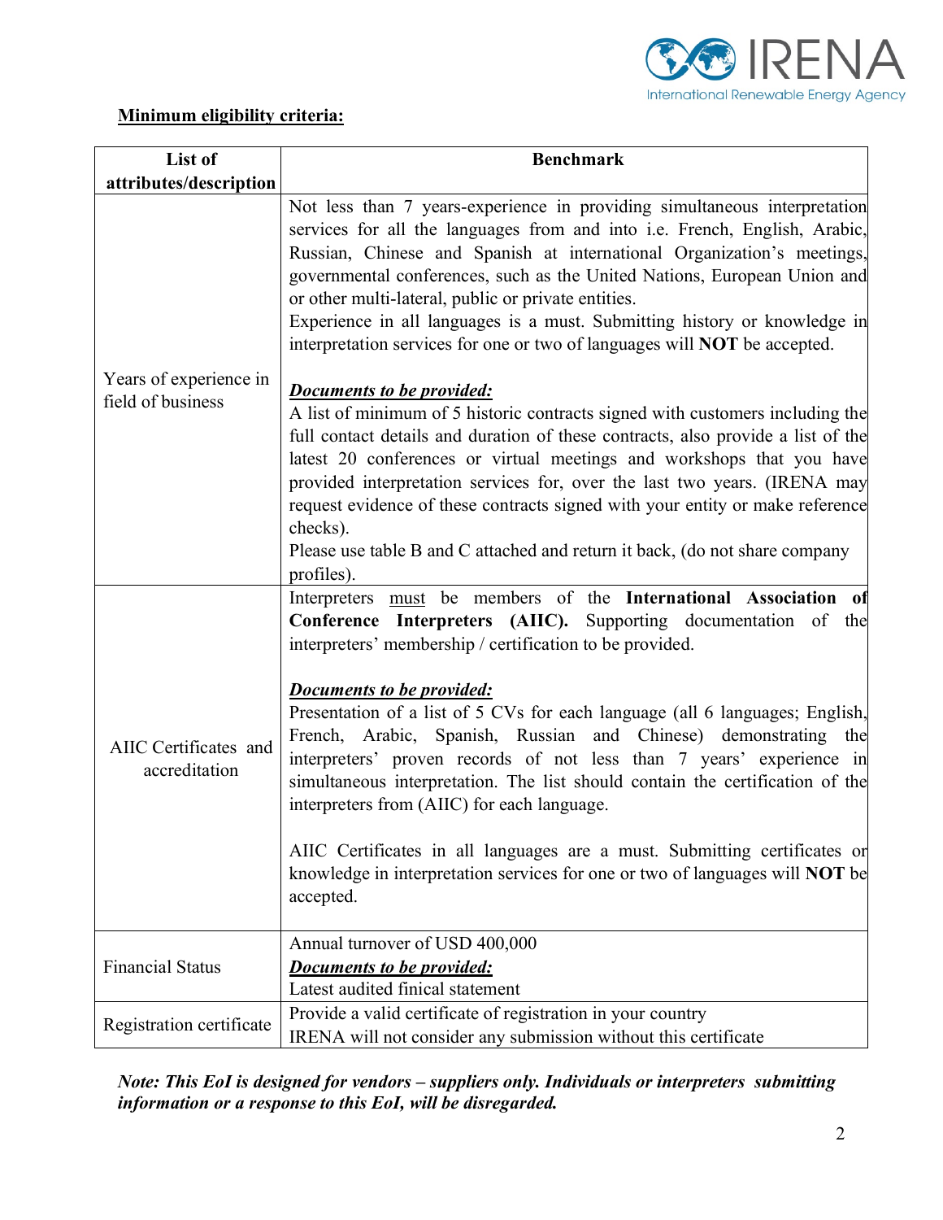**Minimum eligibility criteria:**

| List of attributes/description | Benchmark |
|---|---|
| Years of experience in field of business | Not less than 7 years-experience in providing simultaneous interpretation services for all the languages from and into i.e. French, English, Arabic, Russian, Chinese and Spanish at international Organization's meetings, governmental conferences, such as the United Nations, European Union and or other multi-lateral, public or private entities.<br>Experience in all languages is a must. Submitting history or knowledge in interpretation services for one or two of languages will **NOT** be accepted.<br><br>***Documents to be provided:***<br>A list of minimum of 5 historic contracts signed with customers including the full contact details and duration of these contracts, also provide a list of the latest 20 conferences or virtual meetings and workshops that you have provided interpretation services for, over the last two years. (IRENA may request evidence of these contracts signed with your entity or make reference checks).<br>Please use table B and C attached and return it back, (do not share company profiles). |
| AIIC Certificates and accreditation | Interpreters must be members of the **International Association of Conference Interpreters (AIIC).** Supporting documentation of the interpreters' membership / certification to be provided.<br><br>***Documents to be provided:***<br>Presentation of a list of 5 CVs for each language (all 6 languages; English, French, Arabic, Spanish, Russian and Chinese) demonstrating the interpreters' proven records of not less than 7 years' experience in simultaneous interpretation. The list should contain the certification of the interpreters from (AIIC) for each language.<br><br>AIIC Certificates in all languages are a must. Submitting certificates or knowledge in interpretation services for one or two of languages will **NOT** be accepted. |
| Financial Status | Annual turnover of USD 400,000<br>***Documents to be provided:***<br>Latest audited finical statement |
| Registration certificate | Provide a valid certificate of registration in your country<br>IRENA will not consider any submission without this certificate |

***Note: This EoI is designed for vendors – suppliers only. Individuals or interpreters submitting information or a response to this EoI, will be disregarded.***